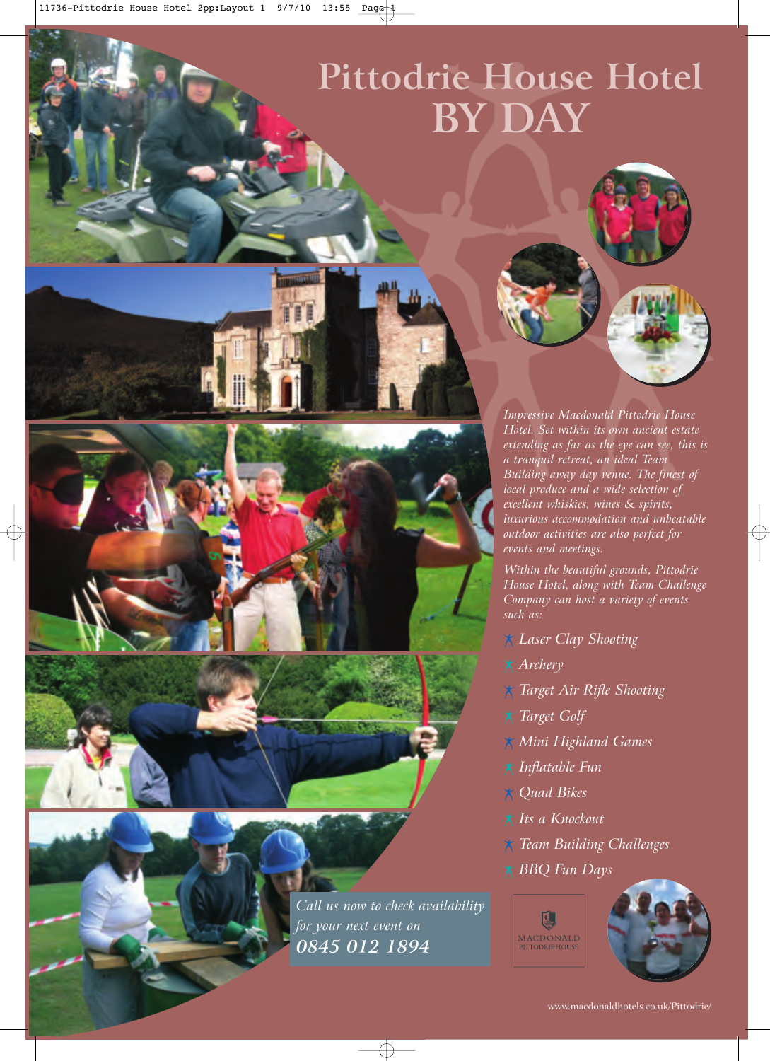# Pittodrie House Hotel BY DAY

*Impressive Macdonald Pittodrie House Hotel. Set within its own ancient estate extending as far as the eye can see, this is a tranquil retreat, an ideal Team Building away day venue. The finest of local produce and a wide selection of excellent whiskies, wines & spirits, luxurious accommodation and unbeatable outdoor activities are also perfect for events and meetings.*

*Within the beautiful grounds, Pittodrie House Hotel, along with Team Challenge Company can host a variety of events such as:*

- *Laser Clay Shooting*
- *Archery*
- *Target Air Rifle Shooting*
- *Target Golf*
- *Mini Highland Games*
- *Inflatable Fun*
- *Quad Bikes*
- *Its a Knockout*
- *Team Building Challenges*
- *BBQ Fun Days*

*Call us now to check availability for your next event on*
***0845 012 1894***

MACDONALD PITTODRIE HOUSE

www.macdonaldhotels.co.uk/Pittodrie/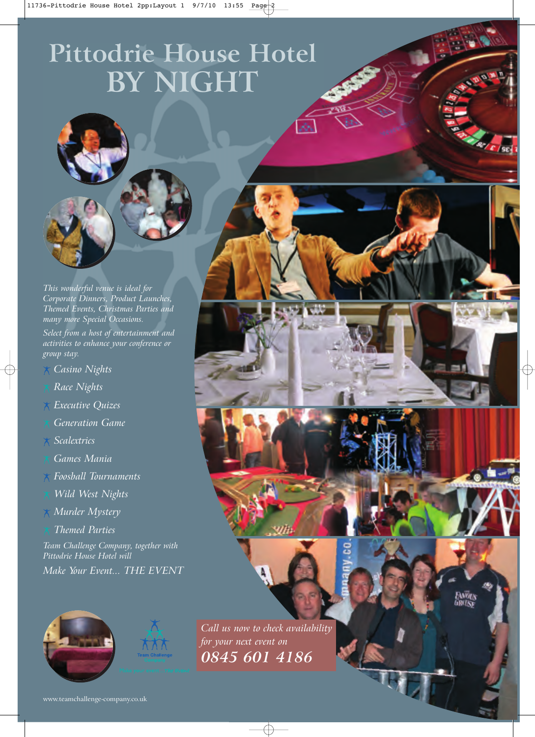# Pittodrie House Hotel BY NIGHT

*This wonderful venue is ideal for Corporate Dinners, Product Launches, Themed Events, Christmas Parties and many more Special Occasions.*

*Select from a host of entertainment and activities to enhance your conference or group stay.*

- *Casino Nights*
- *Race Nights*
- *Executive Quizes*
- *Generation Game*
- *Scalextrics*
- *Games Mania*
- *Fooball Tournaments*
- *Wild West Nights*
- *Murder Mystery*
- *Themed Parties*

*Team Challenge Company, together with Pittodrie House Hotel will*

*Make Your Event... THE EVENT*

Team Challenge Company

*Call us now to check availability for your next event on*

***0845 601 4186***

www.teamchallenge-company.co.uk